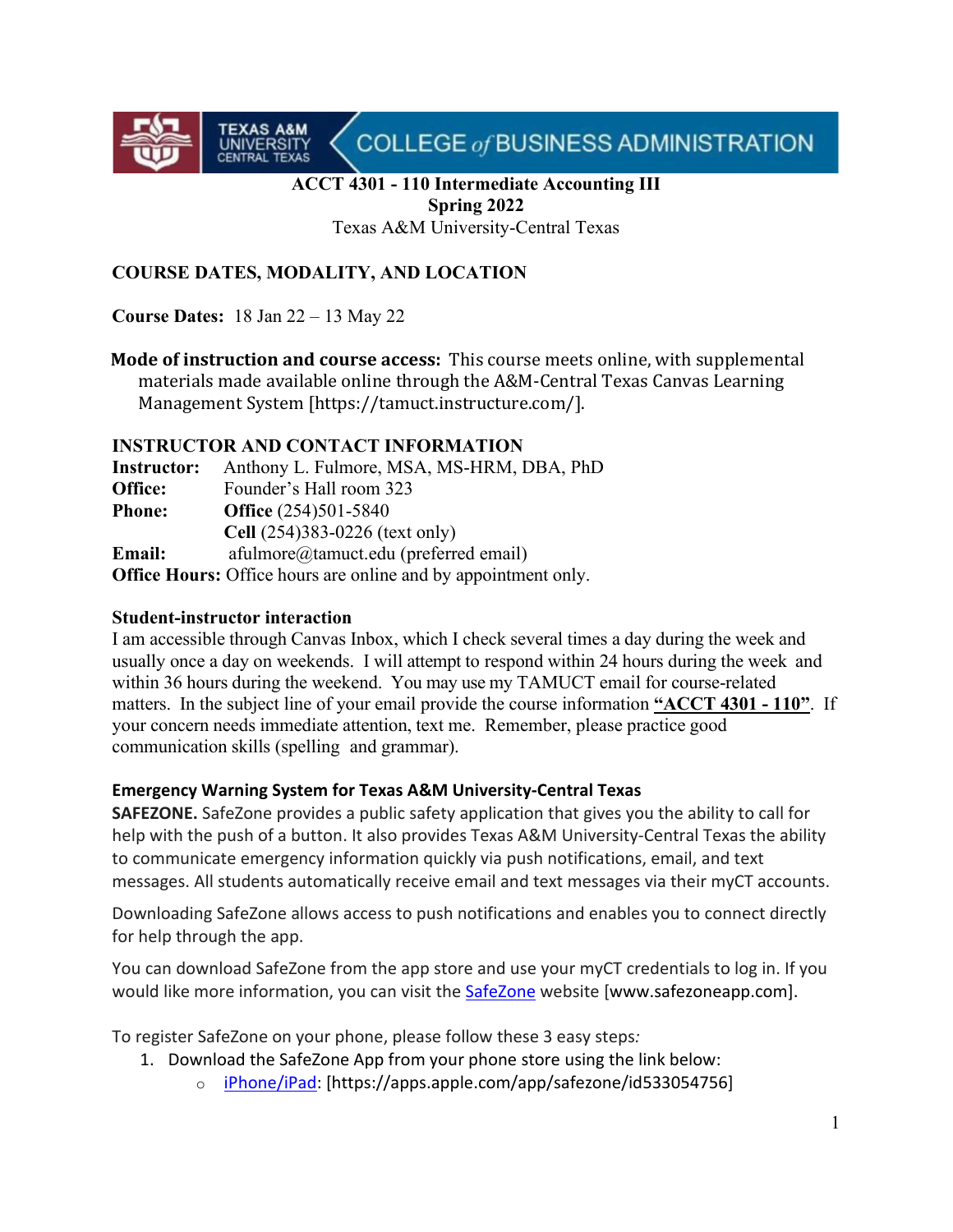TEXAS A&M UNIVERSITY CENTRAL TEXAS — COLLEGE of BUSINESS ADMINISTRATION

# ACCT 4301 - 110 Intermediate Accounting III
## Spring 2022
Texas A&M University-Central Texas

## COURSE DATES, MODALITY, AND LOCATION

**Course Dates:** 18 Jan 22 – 13 May 22

**Mode of instruction and course access:** This course meets online, with supplemental materials made available online through the A&M-Central Texas Canvas Learning Management System [https://tamuct.instructure.com/].

## INSTRUCTOR AND CONTACT INFORMATION

**Instructor:** Anthony L. Fulmore, MSA, MS-HRM, DBA, PhD
**Office:** Founder's Hall room 323
**Phone:** **Office** (254)501-5840
**Cell** (254)383-0226 (text only)
**Email:** afulmore@tamuct.edu (preferred email)
**Office Hours:** Office hours are online and by appointment only.

### Student-instructor interaction

I am accessible through Canvas Inbox, which I check several times a day during the week and usually once a day on weekends. I will attempt to respond within 24 hours during the week and within 36 hours during the weekend. You may use my TAMUCT email for course-related matters. In the subject line of your email provide the course information **"ACCT 4301 - 110"**. If your concern needs immediate attention, text me. Remember, please practice good communication skills (spelling and grammar).

### Emergency Warning System for Texas A&M University-Central Texas

**SAFEZONE.** SafeZone provides a public safety application that gives you the ability to call for help with the push of a button. It also provides Texas A&M University-Central Texas the ability to communicate emergency information quickly via push notifications, email, and text messages. All students automatically receive email and text messages via their myCT accounts.

Downloading SafeZone allows access to push notifications and enables you to connect directly for help through the app.

You can download SafeZone from the app store and use your myCT credentials to log in. If you would like more information, you can visit the SafeZone website [www.safezoneapp.com].

To register SafeZone on your phone, please follow these 3 easy steps:

1. Download the SafeZone App from your phone store using the link below:
   - iPhone/iPad: [https://apps.apple.com/app/safezone/id533054756]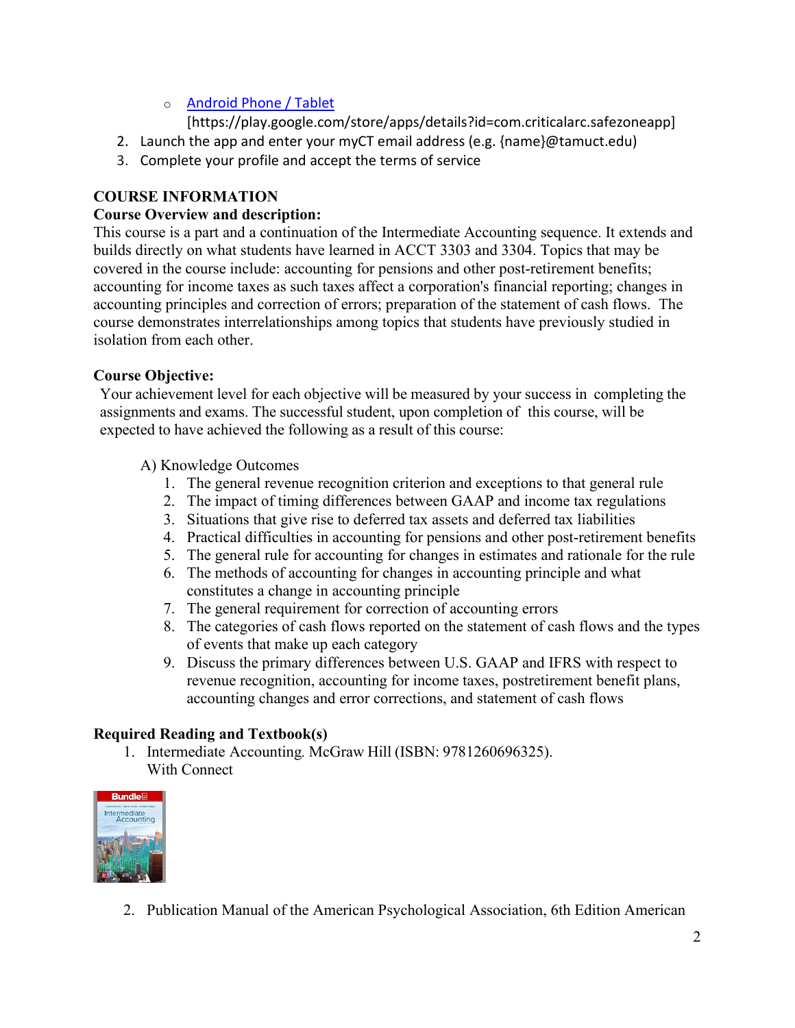- [Android Phone / Tablet](https://play.google.com/store/apps/details?id=com.criticalarc.safezoneapp) [https://play.google.com/store/apps/details?id=com.criticalarc.safezoneapp]

2. Launch the app and enter your myCT email address (e.g. {name}@tamuct.edu)
3. Complete your profile and accept the terms of service

## COURSE INFORMATION

### Course Overview and description:

This course is a part and a continuation of the Intermediate Accounting sequence. It extends and builds directly on what students have learned in ACCT 3303 and 3304. Topics that may be covered in the course include: accounting for pensions and other post-retirement benefits; accounting for income taxes as such taxes affect a corporation's financial reporting; changes in accounting principles and correction of errors; preparation of the statement of cash flows. The course demonstrates interrelationships among topics that students have previously studied in isolation from each other.

### Course Objective:

Your achievement level for each objective will be measured by your success in completing the assignments and exams. The successful student, upon completion of this course, will be expected to have achieved the following as a result of this course:

A) Knowledge Outcomes

1. The general revenue recognition criterion and exceptions to that general rule
2. The impact of timing differences between GAAP and income tax regulations
3. Situations that give rise to deferred tax assets and deferred tax liabilities
4. Practical difficulties in accounting for pensions and other post-retirement benefits
5. The general rule for accounting for changes in estimates and rationale for the rule
6. The methods of accounting for changes in accounting principle and what constitutes a change in accounting principle
7. The general requirement for correction of accounting errors
8. The categories of cash flows reported on the statement of cash flows and the types of events that make up each category
9. Discuss the primary differences between U.S. GAAP and IFRS with respect to revenue recognition, accounting for income taxes, postretirement benefit plans, accounting changes and error corrections, and statement of cash flows

### Required Reading and Textbook(s)

1. Intermediate Accounting. McGraw Hill (ISBN: 9781260696325). With Connect
2. Publication Manual of the American Psychological Association, 6th Edition American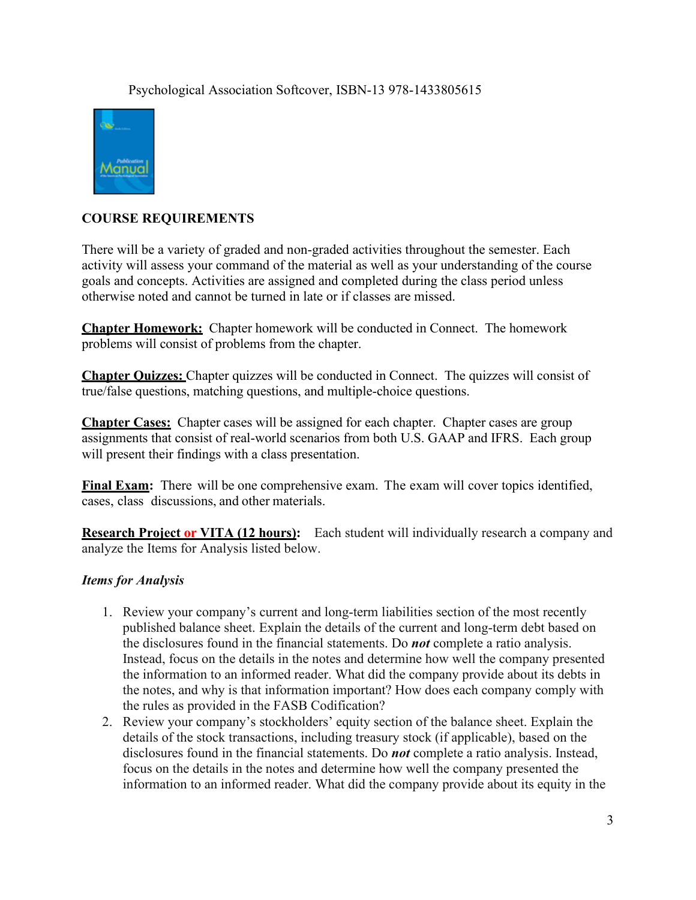Psychological Association Softcover, ISBN-13 978-1433805615

**COURSE REQUIREMENTS**

There will be a variety of graded and non-graded activities throughout the semester. Each activity will assess your command of the material as well as your understanding of the course goals and concepts. Activities are assigned and completed during the class period unless otherwise noted and cannot be turned in late or if classes are missed.

**Chapter Homework:** Chapter homework will be conducted in Connect. The homework problems will consist of problems from the chapter.

**Chapter Quizzes:** Chapter quizzes will be conducted in Connect. The quizzes will consist of true/false questions, matching questions, and multiple-choice questions.

**Chapter Cases:** Chapter cases will be assigned for each chapter. Chapter cases are group assignments that consist of real-world scenarios from both U.S. GAAP and IFRS. Each group will present their findings with a class presentation.

**Final Exam:** There will be one comprehensive exam. The exam will cover topics identified, cases, class discussions, and other materials.

**Research Project or VITA (12 hours):** Each student will individually research a company and analyze the Items for Analysis listed below.

*Items for Analysis*

1. Review your company's current and long-term liabilities section of the most recently published balance sheet. Explain the details of the current and long-term debt based on the disclosures found in the financial statements. Do ***not*** complete a ratio analysis. Instead, focus on the details in the notes and determine how well the company presented the information to an informed reader. What did the company provide about its debts in the notes, and why is that information important? How does each company comply with the rules as provided in the FASB Codification?
2. Review your company's stockholders' equity section of the balance sheet. Explain the details of the stock transactions, including treasury stock (if applicable), based on the disclosures found in the financial statements. Do ***not*** complete a ratio analysis. Instead, focus on the details in the notes and determine how well the company presented the information to an informed reader. What did the company provide about its equity in the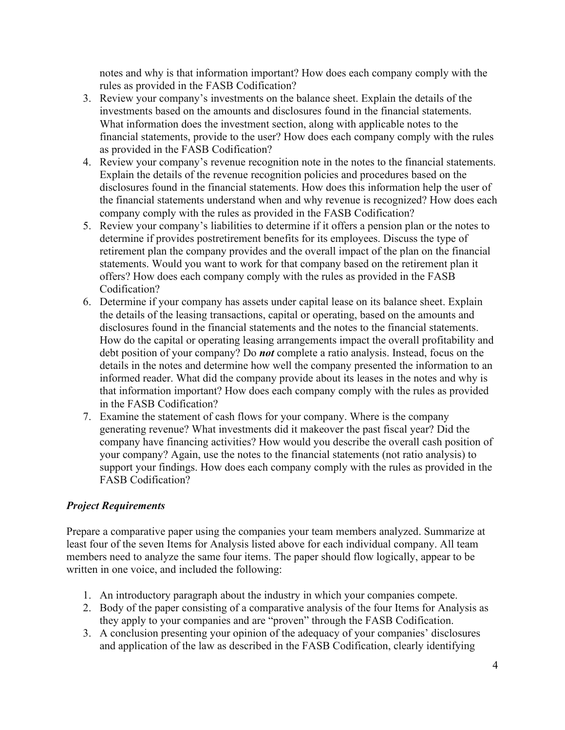notes and why is that information important? How does each company comply with the rules as provided in the FASB Codification?

3. Review your company's investments on the balance sheet. Explain the details of the investments based on the amounts and disclosures found in the financial statements. What information does the investment section, along with applicable notes to the financial statements, provide to the user? How does each company comply with the rules as provided in the FASB Codification?
4. Review your company's revenue recognition note in the notes to the financial statements. Explain the details of the revenue recognition policies and procedures based on the disclosures found in the financial statements. How does this information help the user of the financial statements understand when and why revenue is recognized? How does each company comply with the rules as provided in the FASB Codification?
5. Review your company's liabilities to determine if it offers a pension plan or the notes to determine if provides postretirement benefits for its employees. Discuss the type of retirement plan the company provides and the overall impact of the plan on the financial statements. Would you want to work for that company based on the retirement plan it offers? How does each company comply with the rules as provided in the FASB Codification?
6. Determine if your company has assets under capital lease on its balance sheet. Explain the details of the leasing transactions, capital or operating, based on the amounts and disclosures found in the financial statements and the notes to the financial statements. How do the capital or operating leasing arrangements impact the overall profitability and debt position of your company? Do ***not*** complete a ratio analysis. Instead, focus on the details in the notes and determine how well the company presented the information to an informed reader. What did the company provide about its leases in the notes and why is that information important? How does each company comply with the rules as provided in the FASB Codification?
7. Examine the statement of cash flows for your company. Where is the company generating revenue? What investments did it makeover the past fiscal year? Did the company have financing activities? How would you describe the overall cash position of your company? Again, use the notes to the financial statements (not ratio analysis) to support your findings. How does each company comply with the rules as provided in the FASB Codification?

### *Project Requirements*

Prepare a comparative paper using the companies your team members analyzed. Summarize at least four of the seven Items for Analysis listed above for each individual company. All team members need to analyze the same four items. The paper should flow logically, appear to be written in one voice, and included the following:

1. An introductory paragraph about the industry in which your companies compete.
2. Body of the paper consisting of a comparative analysis of the four Items for Analysis as they apply to your companies and are "proven" through the FASB Codification.
3. A conclusion presenting your opinion of the adequacy of your companies' disclosures and application of the law as described in the FASB Codification, clearly identifying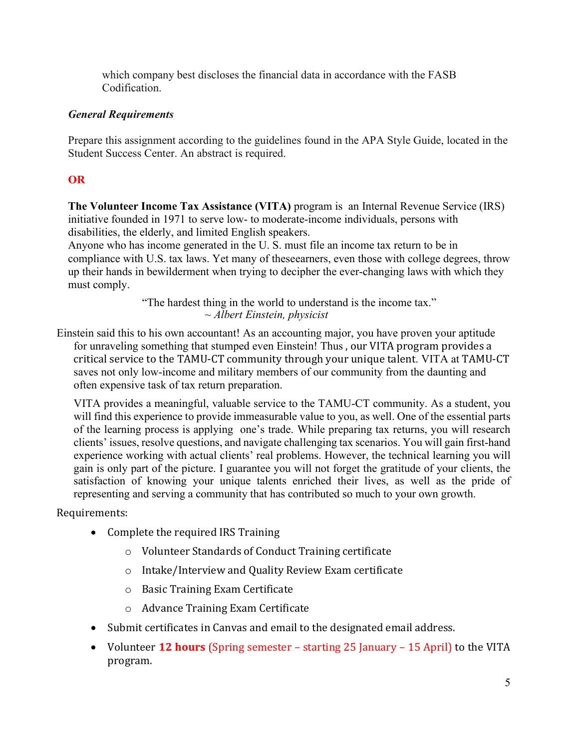which company best discloses the financial data in accordance with the FASB Codification.

***General Requirements***

Prepare this assignment according to the guidelines found in the APA Style Guide, located in the Student Success Center. An abstract is required.

**OR**

**The Volunteer Income Tax Assistance (VITA)** program is an Internal Revenue Service (IRS) initiative founded in 1971 to serve low- to moderate-income individuals, persons with disabilities, the elderly, and limited English speakers.
Anyone who has income generated in the U. S. must file an income tax return to be in compliance with U.S. tax laws. Yet many of theseearners, even those with college degrees, throw up their hands in bewilderment when trying to decipher the ever-changing laws with which they must comply.

> "The hardest thing in the world to understand is the income tax."
> ~ *Albert Einstein, physicist*

Einstein said this to his own accountant! As an accounting major, you have proven your aptitude for unraveling something that stumped even Einstein! Thus , our VITA program provides a critical service to the TAMU-CT community through your unique talent. VITA at TAMU-CT saves not only low-income and military members of our community from the daunting and often expensive task of tax return preparation.

VITA provides a meaningful, valuable service to the TAMU-CT community. As a student, you will find this experience to provide immeasurable value to you, as well. One of the essential parts of the learning process is applying one's trade. While preparing tax returns, you will research clients' issues, resolve questions, and navigate challenging tax scenarios. You will gain first-hand experience working with actual clients' real problems. However, the technical learning you will gain is only part of the picture. I guarantee you will not forget the gratitude of your clients, the satisfaction of knowing your unique talents enriched their lives, as well as the pride of representing and serving a community that has contributed so much to your own growth.

Requirements:

- Complete the required IRS Training
  - Volunteer Standards of Conduct Training certificate
  - Intake/Interview and Quality Review Exam certificate
  - Basic Training Exam Certificate
  - Advance Training Exam Certificate
- Submit certificates in Canvas and email to the designated email address.
- Volunteer **12 hours** (Spring semester – starting 25 January – 15 April) to the VITA program.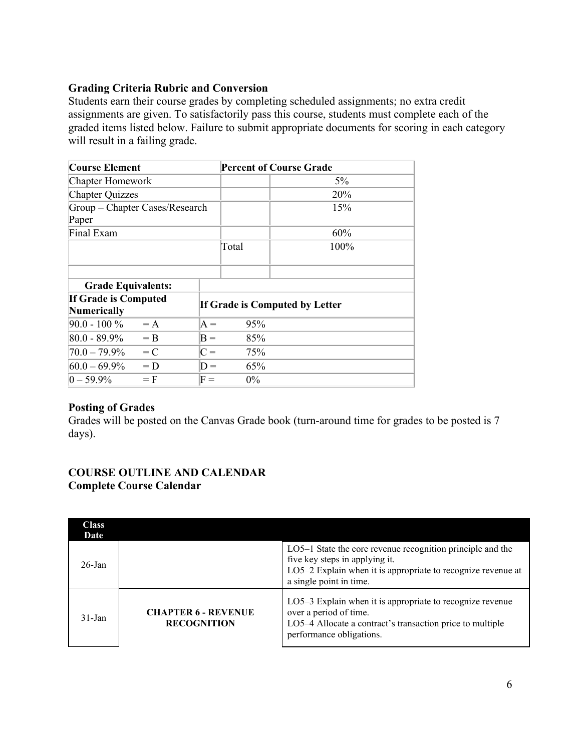**Grading Criteria Rubric and Conversion**

Students earn their course grades by completing scheduled assignments; no extra credit assignments are given. To satisfactorily pass this course, students must complete each of the graded items listed below. Failure to submit appropriate documents for scoring in each category will result in a failing grade.

| Course Element | Percent of Course Grade | |
|---|---|---|
| Chapter Homework | | 5% |
| Chapter Quizzes | | 20% |
| Group – Chapter Cases/Research Paper | | 15% |
| Final Exam | | 60% |
| | Total | 100% |

| Grade Equivalents: | |
|---|---|
| **If Grade is Computed Numerically** | **If Grade is Computed by Letter** |
| 90.0 - 100 % = A | A = 95% |
| 80.0 - 89.9% = B | B = 85% |
| 70.0 – 79.9% = C | C = 75% |
| 60.0 – 69.9% = D | D = 65% |
| 0 – 59.9% = F | F = 0% |

**Posting of Grades**

Grades will be posted on the Canvas Grade book (turn-around time for grades to be posted is 7 days).

**COURSE OUTLINE AND CALENDAR**

**Complete Course Calendar**

| Class Date | | |
|---|---|---|
| 26-Jan | | LO5–1 State the core revenue recognition principle and the five key steps in applying it.<br>LO5–2 Explain when it is appropriate to recognize revenue at a single point in time. |
| 31-Jan | **CHAPTER 6 - REVENUE RECOGNITION** | LO5–3 Explain when it is appropriate to recognize revenue over a period of time.<br>LO5–4 Allocate a contract's transaction price to multiple performance obligations. |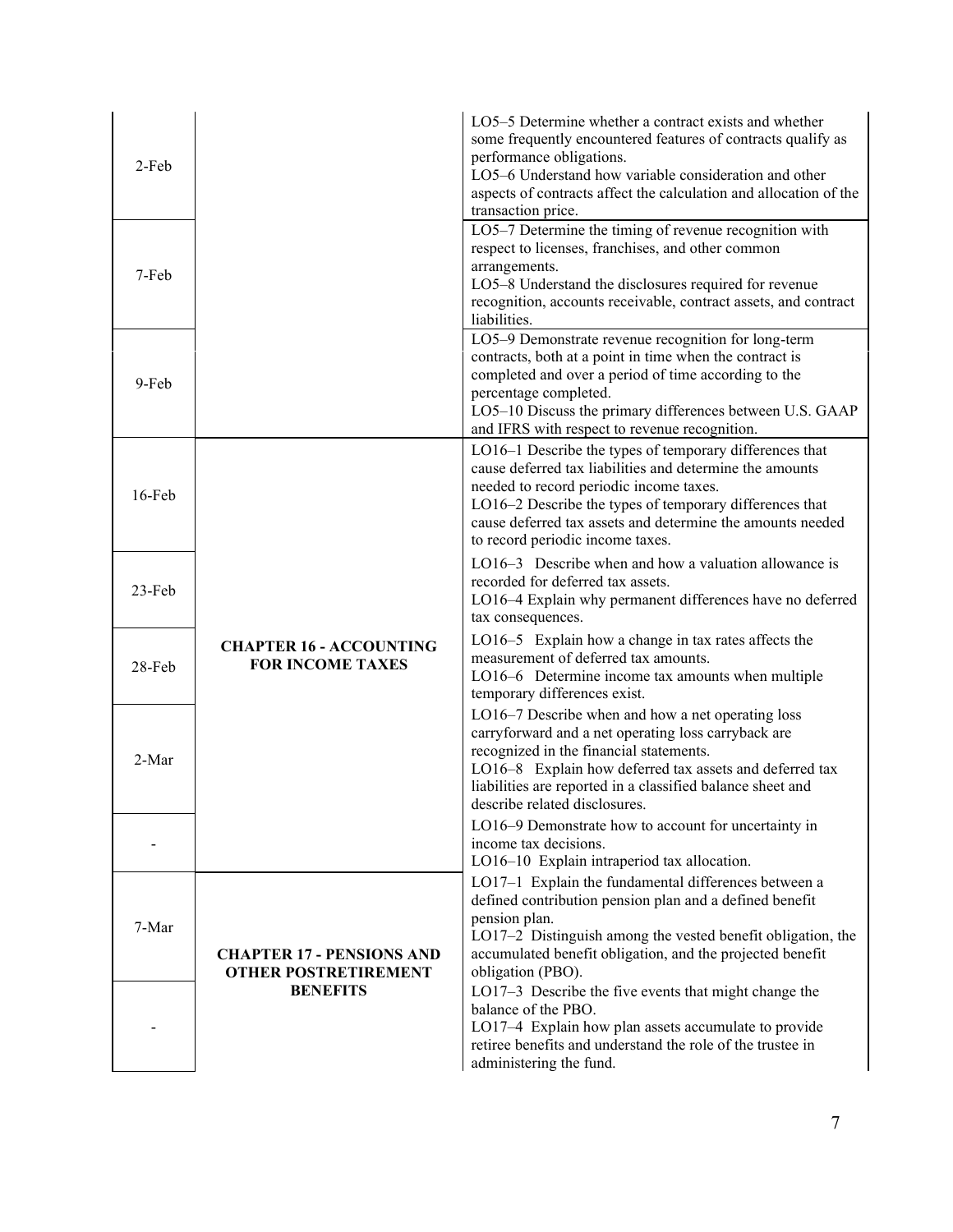| | | |
|---|---|---|
| 2-Feb | | LO5–5 Determine whether a contract exists and whether some frequently encountered features of contracts qualify as performance obligations.<br>LO5–6 Understand how variable consideration and other aspects of contracts affect the calculation and allocation of the transaction price. |
| 7-Feb | | LO5–7 Determine the timing of revenue recognition with respect to licenses, franchises, and other common arrangements.<br>LO5–8 Understand the disclosures required for revenue recognition, accounts receivable, contract assets, and contract liabilities. |
| 9-Feb | | LO5–9 Demonstrate revenue recognition for long-term contracts, both at a point in time when the contract is completed and over a period of time according to the percentage completed.<br>LO5–10 Discuss the primary differences between U.S. GAAP and IFRS with respect to revenue recognition. |
| 16-Feb | **CHAPTER 16 - ACCOUNTING FOR INCOME TAXES** | LO16–1 Describe the types of temporary differences that cause deferred tax liabilities and determine the amounts needed to record periodic income taxes.<br>LO16–2 Describe the types of temporary differences that cause deferred tax assets and determine the amounts needed to record periodic income taxes. |
| 23-Feb | | LO16–3 Describe when and how a valuation allowance is recorded for deferred tax assets.<br>LO16–4 Explain why permanent differences have no deferred tax consequences. |
| 28-Feb | | LO16–5 Explain how a change in tax rates affects the measurement of deferred tax amounts.<br>LO16–6 Determine income tax amounts when multiple temporary differences exist. |
| 2-Mar | | LO16–7 Describe when and how a net operating loss carryforward and a net operating loss carryback are recognized in the financial statements.<br>LO16–8 Explain how deferred tax assets and deferred tax liabilities are reported in a classified balance sheet and describe related disclosures. |
| - | | LO16–9 Demonstrate how to account for uncertainty in income tax decisions.<br>LO16–10 Explain intraperiod tax allocation. |
| 7-Mar | **CHAPTER 17 - PENSIONS AND OTHER POSTRETIREMENT BENEFITS** | LO17–1 Explain the fundamental differences between a defined contribution pension plan and a defined benefit pension plan.<br>LO17–2 Distinguish among the vested benefit obligation, the accumulated benefit obligation, and the projected benefit obligation (PBO). |
| - | | LO17–3 Describe the five events that might change the balance of the PBO.<br>LO17–4 Explain how plan assets accumulate to provide retiree benefits and understand the role of the trustee in administering the fund. |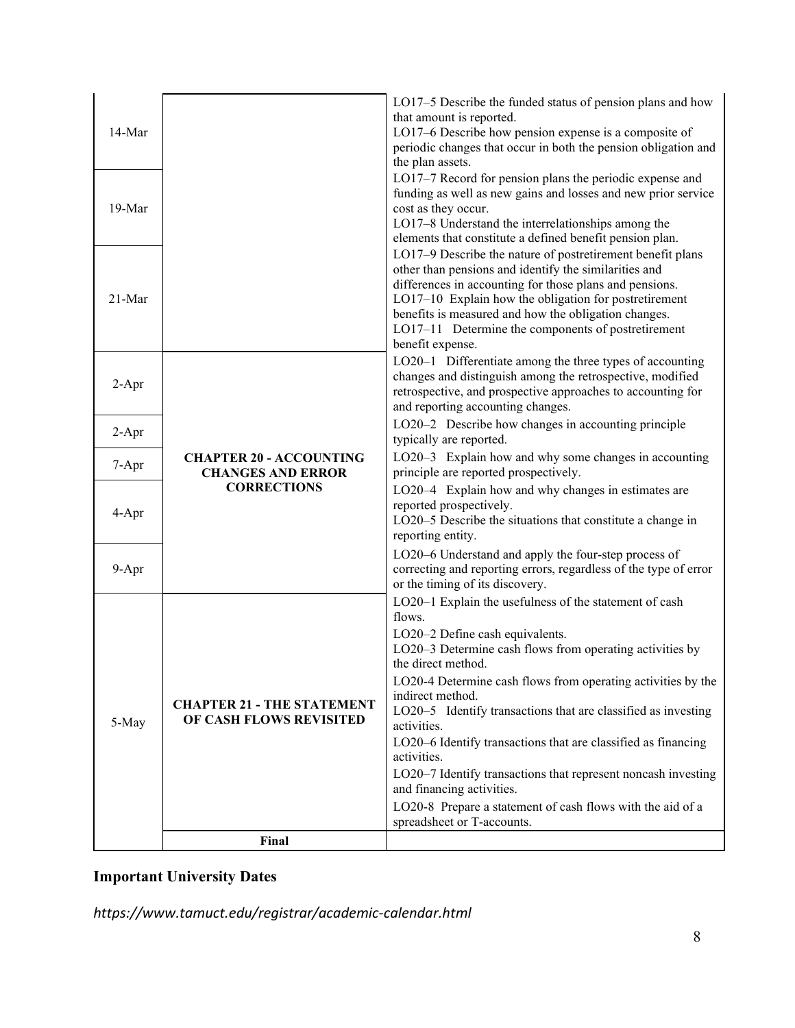| | | |
|---|---|---|
| 14-Mar | | LO17–5 Describe the funded status of pension plans and how that amount is reported.<br>LO17–6 Describe how pension expense is a composite of periodic changes that occur in both the pension obligation and the plan assets. |
| 19-Mar | | LO17–7 Record for pension plans the periodic expense and funding as well as new gains and losses and new prior service cost as they occur.<br>LO17–8 Understand the interrelationships among the elements that constitute a defined benefit pension plan. |
| 21-Mar | | LO17–9 Describe the nature of postretirement benefit plans other than pensions and identify the similarities and differences in accounting for those plans and pensions.<br>LO17–10 Explain how the obligation for postretirement benefits is measured and how the obligation changes.<br>LO17–11 Determine the components of postretirement benefit expense. |
| 2-Apr | **CHAPTER 20 - ACCOUNTING CHANGES AND ERROR CORRECTIONS** | LO20–1 Differentiate among the three types of accounting changes and distinguish among the retrospective, modified retrospective, and prospective approaches to accounting for and reporting accounting changes. |
| 2-Apr | | LO20–2 Describe how changes in accounting principle typically are reported. |
| 7-Apr | | LO20–3 Explain how and why some changes in accounting principle are reported prospectively. |
| 4-Apr | | LO20–4 Explain how and why changes in estimates are reported prospectively.<br>LO20–5 Describe the situations that constitute a change in reporting entity. |
| 9-Apr | | LO20–6 Understand and apply the four-step process of correcting and reporting errors, regardless of the type of error or the timing of its discovery. |
| 5-May | **CHAPTER 21 - THE STATEMENT OF CASH FLOWS REVISITED** | LO20–1 Explain the usefulness of the statement of cash flows.<br>LO20–2 Define cash equivalents.<br>LO20–3 Determine cash flows from operating activities by the direct method.<br>LO20-4 Determine cash flows from operating activities by the indirect method.<br>LO20–5 Identify transactions that are classified as investing activities.<br>LO20–6 Identify transactions that are classified as financing activities.<br>LO20–7 Identify transactions that represent noncash investing and financing activities.<br>LO20-8 Prepare a statement of cash flows with the aid of a spreadsheet or T-accounts. |
| | **Final** | |

## Important University Dates

*https://www.tamuct.edu/registrar/academic-calendar.html*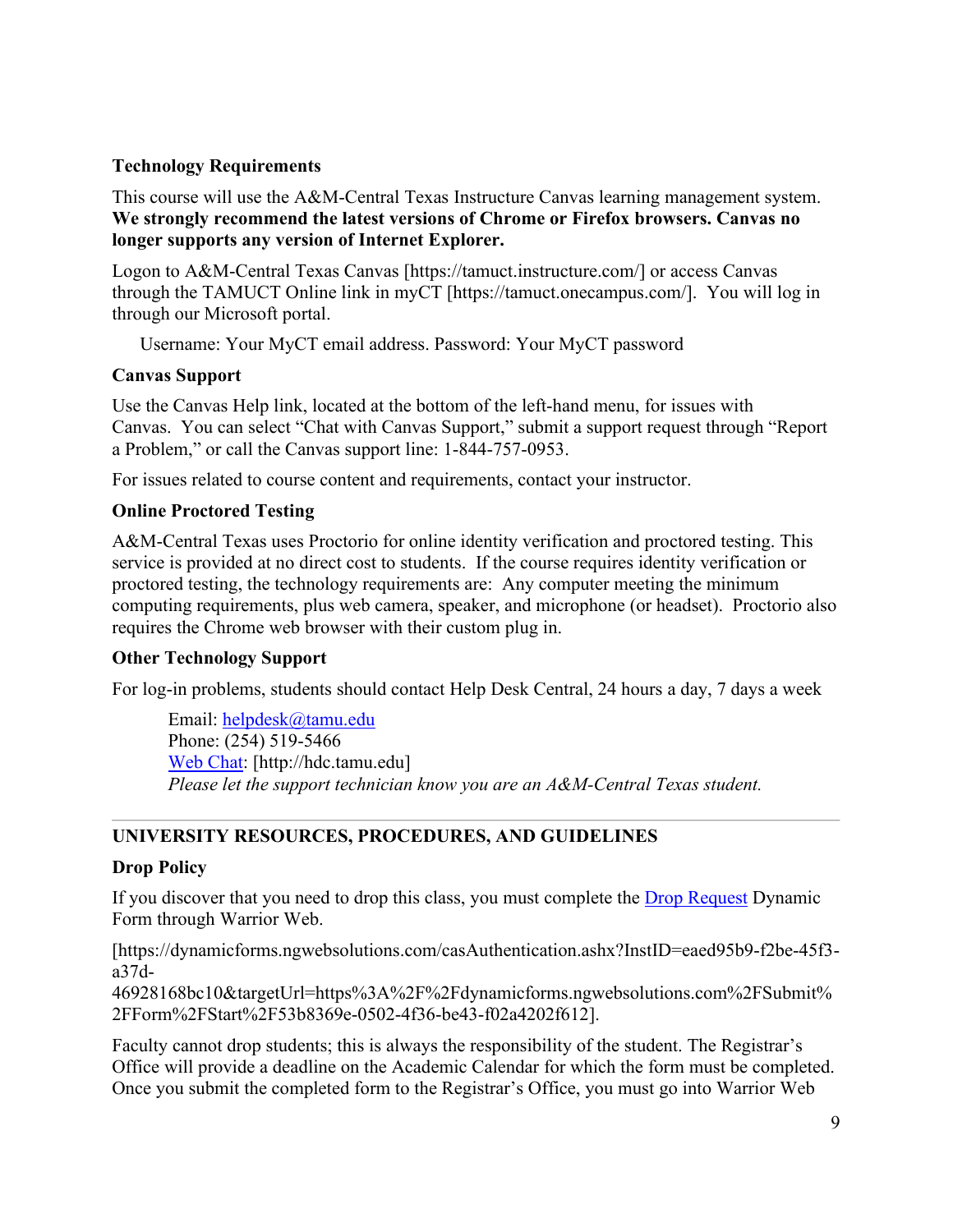### Technology Requirements

This course will use the A&M-Central Texas Instructure Canvas learning management system. **We strongly recommend the latest versions of Chrome or Firefox browsers. Canvas no longer supports any version of Internet Explorer.**

Logon to A&M-Central Texas Canvas [https://tamuct.instructure.com/] or access Canvas through the TAMUCT Online link in myCT [https://tamuct.onecampus.com/]. You will log in through our Microsoft portal.

Username: Your MyCT email address. Password: Your MyCT password

### Canvas Support

Use the Canvas Help link, located at the bottom of the left-hand menu, for issues with Canvas. You can select "Chat with Canvas Support," submit a support request through "Report a Problem," or call the Canvas support line: 1-844-757-0953.

For issues related to course content and requirements, contact your instructor.

### Online Proctored Testing

A&M-Central Texas uses Proctorio for online identity verification and proctored testing. This service is provided at no direct cost to students. If the course requires identity verification or proctored testing, the technology requirements are: Any computer meeting the minimum computing requirements, plus web camera, speaker, and microphone (or headset). Proctorio also requires the Chrome web browser with their custom plug in.

### Other Technology Support

For log-in problems, students should contact Help Desk Central, 24 hours a day, 7 days a week

Email: helpdesk@tamu.edu
Phone: (254) 519-5466
Web Chat: [http://hdc.tamu.edu]
*Please let the support technician know you are an A&M-Central Texas student.*

---

## UNIVERSITY RESOURCES, PROCEDURES, AND GUIDELINES

### Drop Policy

If you discover that you need to drop this class, you must complete the Drop Request Dynamic Form through Warrior Web.

[https://dynamicforms.ngwebsolutions.com/casAuthentication.ashx?InstID=eaed95b9-f2be-45f3-a37d-46928168bc10&targetUrl=https%3A%2F%2Fdynamicforms.ngwebsolutions.com%2FSubmit%2FForm%2FStart%2F53b8369e-0502-4f36-be43-f02a4202f612].

Faculty cannot drop students; this is always the responsibility of the student. The Registrar's Office will provide a deadline on the Academic Calendar for which the form must be completed. Once you submit the completed form to the Registrar's Office, you must go into Warrior Web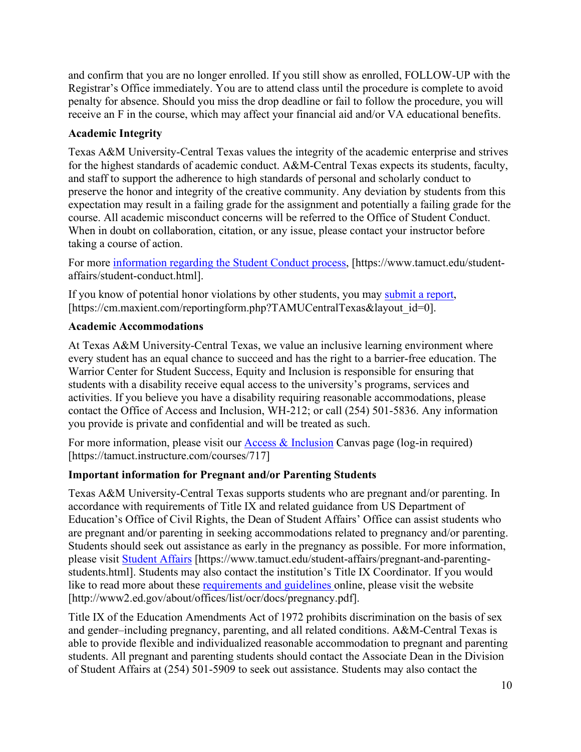and confirm that you are no longer enrolled. If you still show as enrolled, FOLLOW-UP with the Registrar's Office immediately. You are to attend class until the procedure is complete to avoid penalty for absence. Should you miss the drop deadline or fail to follow the procedure, you will receive an F in the course, which may affect your financial aid and/or VA educational benefits.

**Academic Integrity**

Texas A&M University-Central Texas values the integrity of the academic enterprise and strives for the highest standards of academic conduct. A&M-Central Texas expects its students, faculty, and staff to support the adherence to high standards of personal and scholarly conduct to preserve the honor and integrity of the creative community. Any deviation by students from this expectation may result in a failing grade for the assignment and potentially a failing grade for the course. All academic misconduct concerns will be referred to the Office of Student Conduct. When in doubt on collaboration, citation, or any issue, please contact your instructor before taking a course of action.

For more information regarding the Student Conduct process, [https://www.tamuct.edu/student-affairs/student-conduct.html].

If you know of potential honor violations by other students, you may submit a report, [https://cm.maxient.com/reportingform.php?TAMUCentralTexas&layout_id=0].

**Academic Accommodations**

At Texas A&M University-Central Texas, we value an inclusive learning environment where every student has an equal chance to succeed and has the right to a barrier-free education. The Warrior Center for Student Success, Equity and Inclusion is responsible for ensuring that students with a disability receive equal access to the university's programs, services and activities. If you believe you have a disability requiring reasonable accommodations, please contact the Office of Access and Inclusion, WH-212; or call (254) 501-5836. Any information you provide is private and confidential and will be treated as such.

For more information, please visit our Access & Inclusion Canvas page (log-in required) [https://tamuct.instructure.com/courses/717]

**Important information for Pregnant and/or Parenting Students**

Texas A&M University-Central Texas supports students who are pregnant and/or parenting. In accordance with requirements of Title IX and related guidance from US Department of Education's Office of Civil Rights, the Dean of Student Affairs' Office can assist students who are pregnant and/or parenting in seeking accommodations related to pregnancy and/or parenting. Students should seek out assistance as early in the pregnancy as possible. For more information, please visit Student Affairs [https://www.tamuct.edu/student-affairs/pregnant-and-parenting-students.html]. Students may also contact the institution's Title IX Coordinator. If you would like to read more about these requirements and guidelines online, please visit the website [http://www2.ed.gov/about/offices/list/ocr/docs/pregnancy.pdf].

Title IX of the Education Amendments Act of 1972 prohibits discrimination on the basis of sex and gender–including pregnancy, parenting, and all related conditions. A&M-Central Texas is able to provide flexible and individualized reasonable accommodation to pregnant and parenting students. All pregnant and parenting students should contact the Associate Dean in the Division of Student Affairs at (254) 501-5909 to seek out assistance. Students may also contact the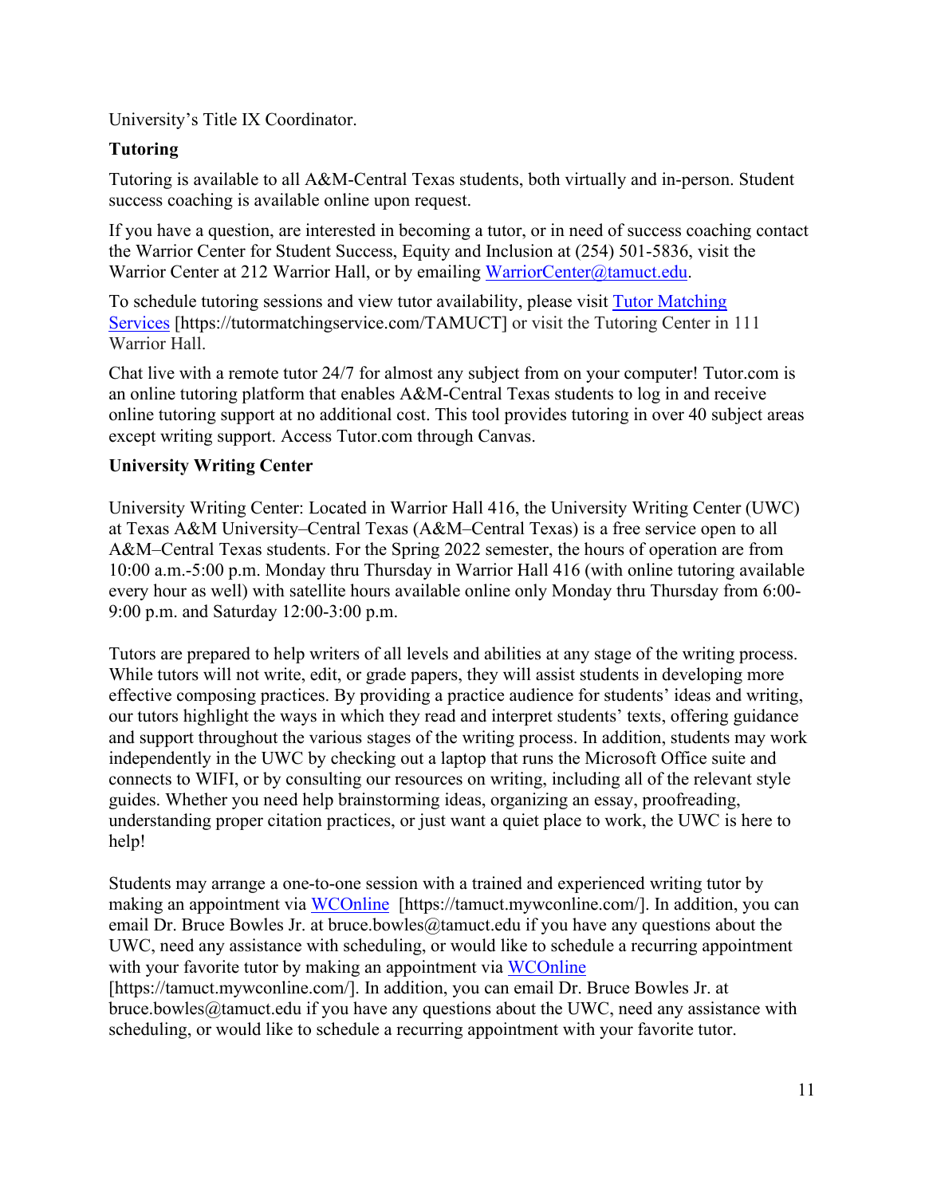University's Title IX Coordinator.

**Tutoring**

Tutoring is available to all A&M-Central Texas students, both virtually and in-person. Student success coaching is available online upon request.

If you have a question, are interested in becoming a tutor, or in need of success coaching contact the Warrior Center for Student Success, Equity and Inclusion at (254) 501-5836, visit the Warrior Center at 212 Warrior Hall, or by emailing WarriorCenter@tamuct.edu.

To schedule tutoring sessions and view tutor availability, please visit Tutor Matching Services [https://tutormatchingservice.com/TAMUCT] or visit the Tutoring Center in 111 Warrior Hall.

Chat live with a remote tutor 24/7 for almost any subject from on your computer! Tutor.com is an online tutoring platform that enables A&M-Central Texas students to log in and receive online tutoring support at no additional cost. This tool provides tutoring in over 40 subject areas except writing support. Access Tutor.com through Canvas.

**University Writing Center**

University Writing Center: Located in Warrior Hall 416, the University Writing Center (UWC) at Texas A&M University–Central Texas (A&M–Central Texas) is a free service open to all A&M–Central Texas students. For the Spring 2022 semester, the hours of operation are from 10:00 a.m.-5:00 p.m. Monday thru Thursday in Warrior Hall 416 (with online tutoring available every hour as well) with satellite hours available online only Monday thru Thursday from 6:00-9:00 p.m. and Saturday 12:00-3:00 p.m.

Tutors are prepared to help writers of all levels and abilities at any stage of the writing process. While tutors will not write, edit, or grade papers, they will assist students in developing more effective composing practices. By providing a practice audience for students' ideas and writing, our tutors highlight the ways in which they read and interpret students' texts, offering guidance and support throughout the various stages of the writing process. In addition, students may work independently in the UWC by checking out a laptop that runs the Microsoft Office suite and connects to WIFI, or by consulting our resources on writing, including all of the relevant style guides. Whether you need help brainstorming ideas, organizing an essay, proofreading, understanding proper citation practices, or just want a quiet place to work, the UWC is here to help!

Students may arrange a one-to-one session with a trained and experienced writing tutor by making an appointment via WCOnline [https://tamuct.mywconline.com/]. In addition, you can email Dr. Bruce Bowles Jr. at bruce.bowles@tamuct.edu if you have any questions about the UWC, need any assistance with scheduling, or would like to schedule a recurring appointment with your favorite tutor by making an appointment via WCOnline [https://tamuct.mywconline.com/]. In addition, you can email Dr. Bruce Bowles Jr. at bruce.bowles@tamuct.edu if you have any questions about the UWC, need any assistance with scheduling, or would like to schedule a recurring appointment with your favorite tutor.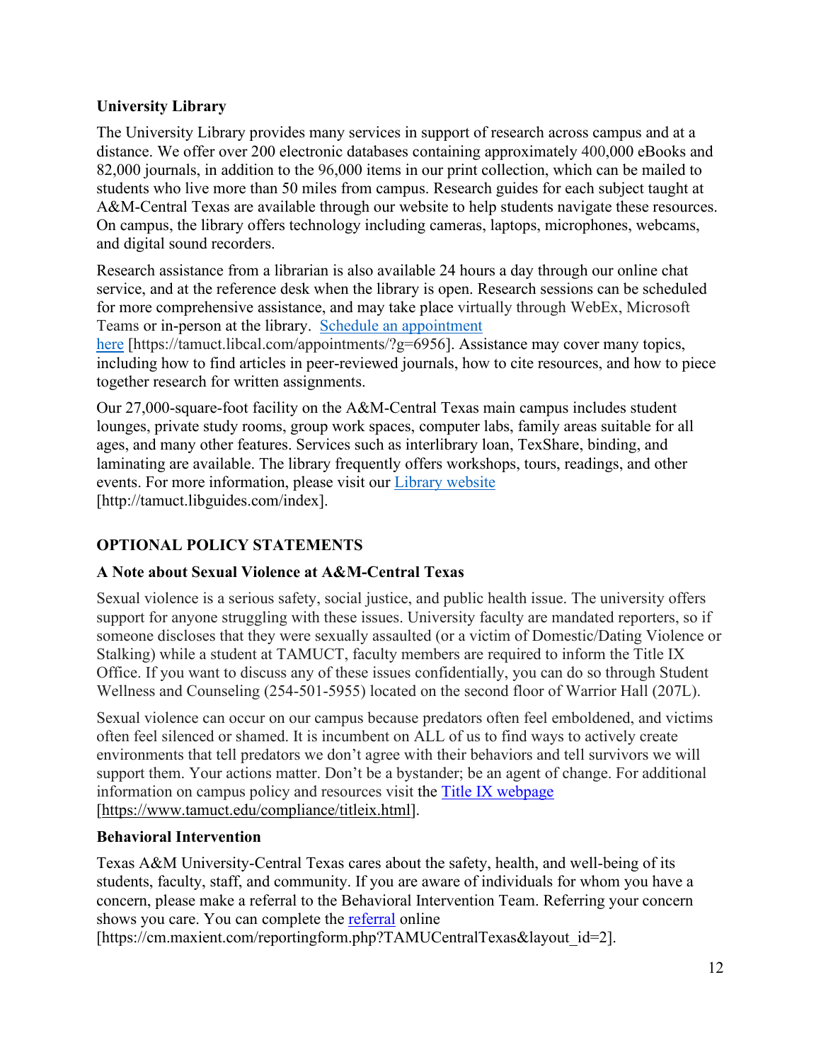**University Library**

The University Library provides many services in support of research across campus and at a distance. We offer over 200 electronic databases containing approximately 400,000 eBooks and 82,000 journals, in addition to the 96,000 items in our print collection, which can be mailed to students who live more than 50 miles from campus. Research guides for each subject taught at A&M-Central Texas are available through our website to help students navigate these resources. On campus, the library offers technology including cameras, laptops, microphones, webcams, and digital sound recorders.

Research assistance from a librarian is also available 24 hours a day through our online chat service, and at the reference desk when the library is open. Research sessions can be scheduled for more comprehensive assistance, and may take place virtually through WebEx, Microsoft Teams or in-person at the library. [Schedule an appointment here](https://tamuct.libcal.com/appointments/?g=6956) [https://tamuct.libcal.com/appointments/?g=6956]. Assistance may cover many topics, including how to find articles in peer-reviewed journals, how to cite resources, and how to piece together research for written assignments.

Our 27,000-square-foot facility on the A&M-Central Texas main campus includes student lounges, private study rooms, group work spaces, computer labs, family areas suitable for all ages, and many other features. Services such as interlibrary loan, TexShare, binding, and laminating are available. The library frequently offers workshops, tours, readings, and other events. For more information, please visit our [Library website](http://tamuct.libguides.com/index) [http://tamuct.libguides.com/index].

## OPTIONAL POLICY STATEMENTS

**A Note about Sexual Violence at A&M-Central Texas**

Sexual violence is a serious safety, social justice, and public health issue. The university offers support for anyone struggling with these issues. University faculty are mandated reporters, so if someone discloses that they were sexually assaulted (or a victim of Domestic/Dating Violence or Stalking) while a student at TAMUCT, faculty members are required to inform the Title IX Office. If you want to discuss any of these issues confidentially, you can do so through Student Wellness and Counseling (254-501-5955) located on the second floor of Warrior Hall (207L).

Sexual violence can occur on our campus because predators often feel emboldened, and victims often feel silenced or shamed. It is incumbent on ALL of us to find ways to actively create environments that tell predators we don't agree with their behaviors and tell survivors we will support them. Your actions matter. Don't be a bystander; be an agent of change. For additional information on campus policy and resources visit the [Title IX webpage](https://www.tamuct.edu/compliance/titleix.html) [https://www.tamuct.edu/compliance/titleix.html].

**Behavioral Intervention**

Texas A&M University-Central Texas cares about the safety, health, and well-being of its students, faculty, staff, and community. If you are aware of individuals for whom you have a concern, please make a referral to the Behavioral Intervention Team. Referring your concern shows you care. You can complete the [referral](https://cm.maxient.com/reportingform.php?TAMUCentralTexas&layout_id=2) online [https://cm.maxient.com/reportingform.php?TAMUCentralTexas&layout_id=2].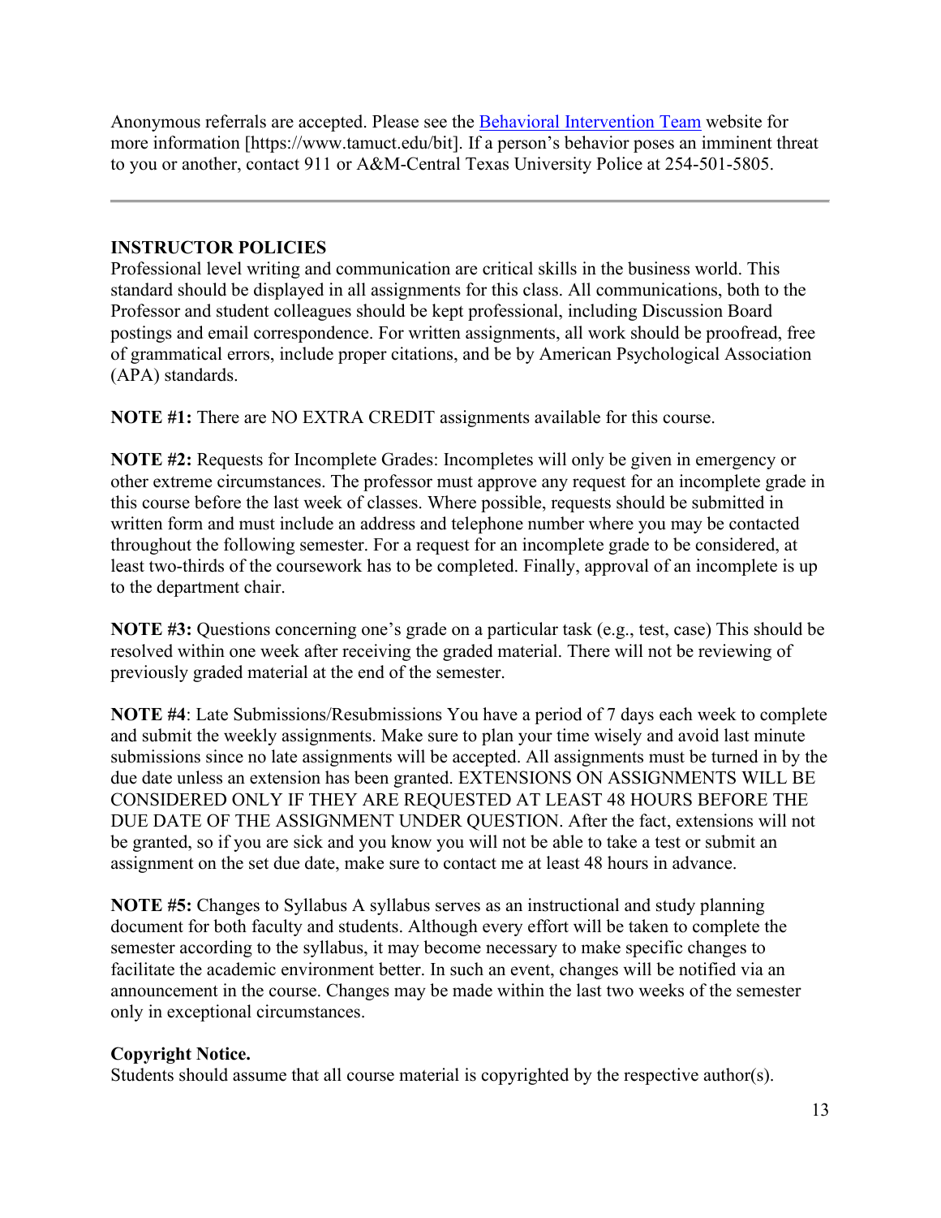Anonymous referrals are accepted. Please see the [Behavioral Intervention Team](https://www.tamuct.edu/bit) website for more information [https://www.tamuct.edu/bit]. If a person's behavior poses an imminent threat to you or another, contact 911 or A&M-Central Texas University Police at 254-501-5805.

---

**INSTRUCTOR POLICIES**

Professional level writing and communication are critical skills in the business world. This standard should be displayed in all assignments for this class. All communications, both to the Professor and student colleagues should be kept professional, including Discussion Board postings and email correspondence. For written assignments, all work should be proofread, free of grammatical errors, include proper citations, and be by American Psychological Association (APA) standards.

**NOTE #1:** There are NO EXTRA CREDIT assignments available for this course.

**NOTE #2:** Requests for Incomplete Grades: Incompletes will only be given in emergency or other extreme circumstances. The professor must approve any request for an incomplete grade in this course before the last week of classes. Where possible, requests should be submitted in written form and must include an address and telephone number where you may be contacted throughout the following semester. For a request for an incomplete grade to be considered, at least two-thirds of the coursework has to be completed. Finally, approval of an incomplete is up to the department chair.

**NOTE #3:** Questions concerning one's grade on a particular task (e.g., test, case) This should be resolved within one week after receiving the graded material. There will not be reviewing of previously graded material at the end of the semester.

**NOTE #4**: Late Submissions/Resubmissions You have a period of 7 days each week to complete and submit the weekly assignments. Make sure to plan your time wisely and avoid last minute submissions since no late assignments will be accepted. All assignments must be turned in by the due date unless an extension has been granted. EXTENSIONS ON ASSIGNMENTS WILL BE CONSIDERED ONLY IF THEY ARE REQUESTED AT LEAST 48 HOURS BEFORE THE DUE DATE OF THE ASSIGNMENT UNDER QUESTION. After the fact, extensions will not be granted, so if you are sick and you know you will not be able to take a test or submit an assignment on the set due date, make sure to contact me at least 48 hours in advance.

**NOTE #5:** Changes to Syllabus A syllabus serves as an instructional and study planning document for both faculty and students. Although every effort will be taken to complete the semester according to the syllabus, it may become necessary to make specific changes to facilitate the academic environment better. In such an event, changes will be notified via an announcement in the course. Changes may be made within the last two weeks of the semester only in exceptional circumstances.

**Copyright Notice.**

Students should assume that all course material is copyrighted by the respective author(s).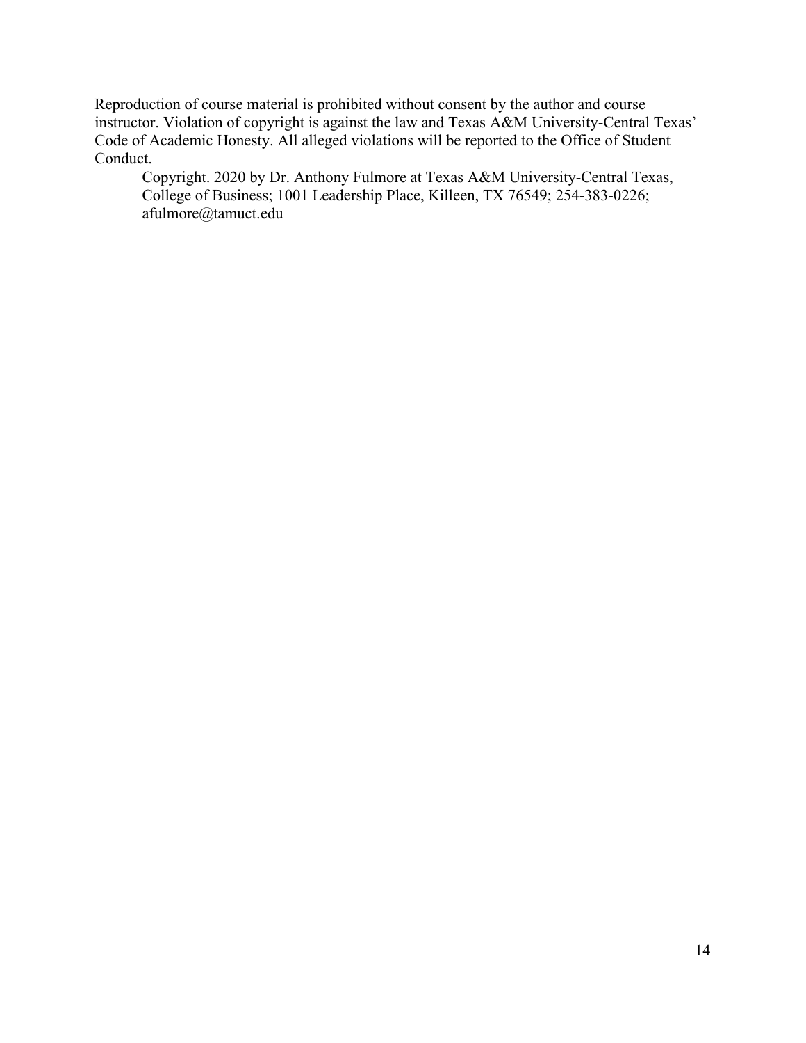Reproduction of course material is prohibited without consent by the author and course instructor. Violation of copyright is against the law and Texas A&M University-Central Texas' Code of Academic Honesty. All alleged violations will be reported to the Office of Student Conduct.

> Copyright. 2020 by Dr. Anthony Fulmore at Texas A&M University-Central Texas, College of Business; 1001 Leadership Place, Killeen, TX 76549; 254-383-0226; afulmore@tamuct.edu